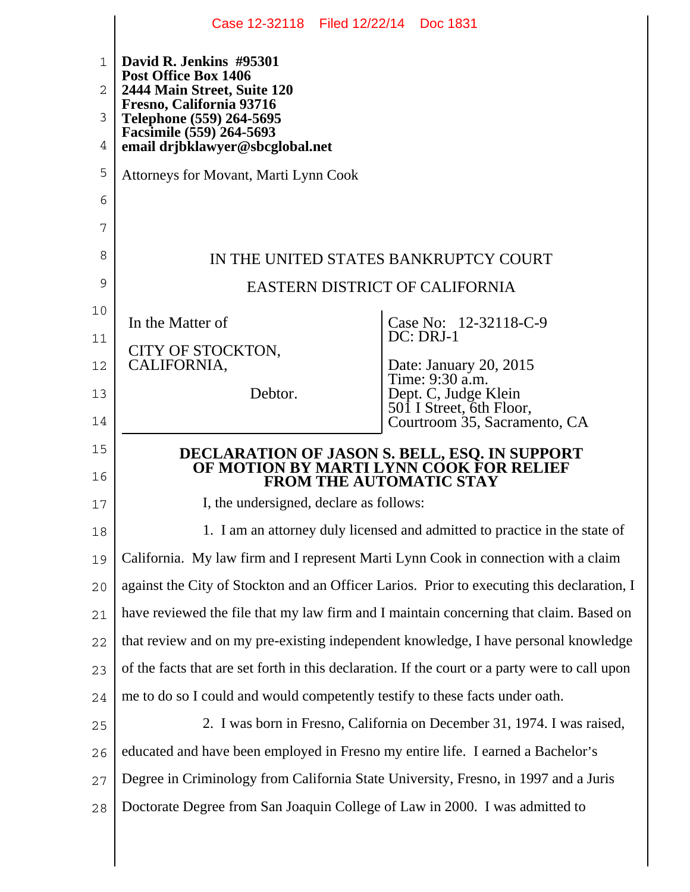**David R. Jenkins #95301**
**Post Office Box 1406**
**2444 Main Street, Suite 120**
**Fresno, California 93716**
**Telephone (559) 264-5695**
**Facsimile (559) 264-5693**
**email drjbklawyer@sbcglobal.net**

Attorneys for Movant, Marti Lynn Cook

IN THE UNITED STATES BANKRUPTCY COURT

EASTERN DISTRICT OF CALIFORNIA

| | |
|---|---|
| In the Matter of<br><br>CITY OF STOCKTON, CALIFORNIA,<br><br>Debtor. | Case No: 12-32118-C-9<br>DC: DRJ-1<br><br>Date: January 20, 2015<br>Time: 9:30 a.m.<br>Dept. C, Judge Klein<br>501 I Street, 6th Floor,<br>Courtroom 35, Sacramento, CA |

**DECLARATION OF JASON S. BELL, ESQ. IN SUPPORT OF MOTION BY MARTI LYNN COOK FOR RELIEF FROM THE AUTOMATIC STAY**

I, the undersigned, declare as follows:

1. I am an attorney duly licensed and admitted to practice in the state of California. My law firm and I represent Marti Lynn Cook in connection with a claim against the City of Stockton and an Officer Larios. Prior to executing this declaration, I have reviewed the file that my law firm and I maintain concerning that claim. Based on that review and on my pre-existing independent knowledge, I have personal knowledge of the facts that are set forth in this declaration. If the court or a party were to call upon me to do so I could and would competently testify to these facts under oath.

2. I was born in Fresno, California on December 31, 1974. I was raised, educated and have been employed in Fresno my entire life. I earned a Bachelor's Degree in Criminology from California State University, Fresno, in 1997 and a Juris Doctorate Degree from San Joaquin College of Law in 2000. I was admitted to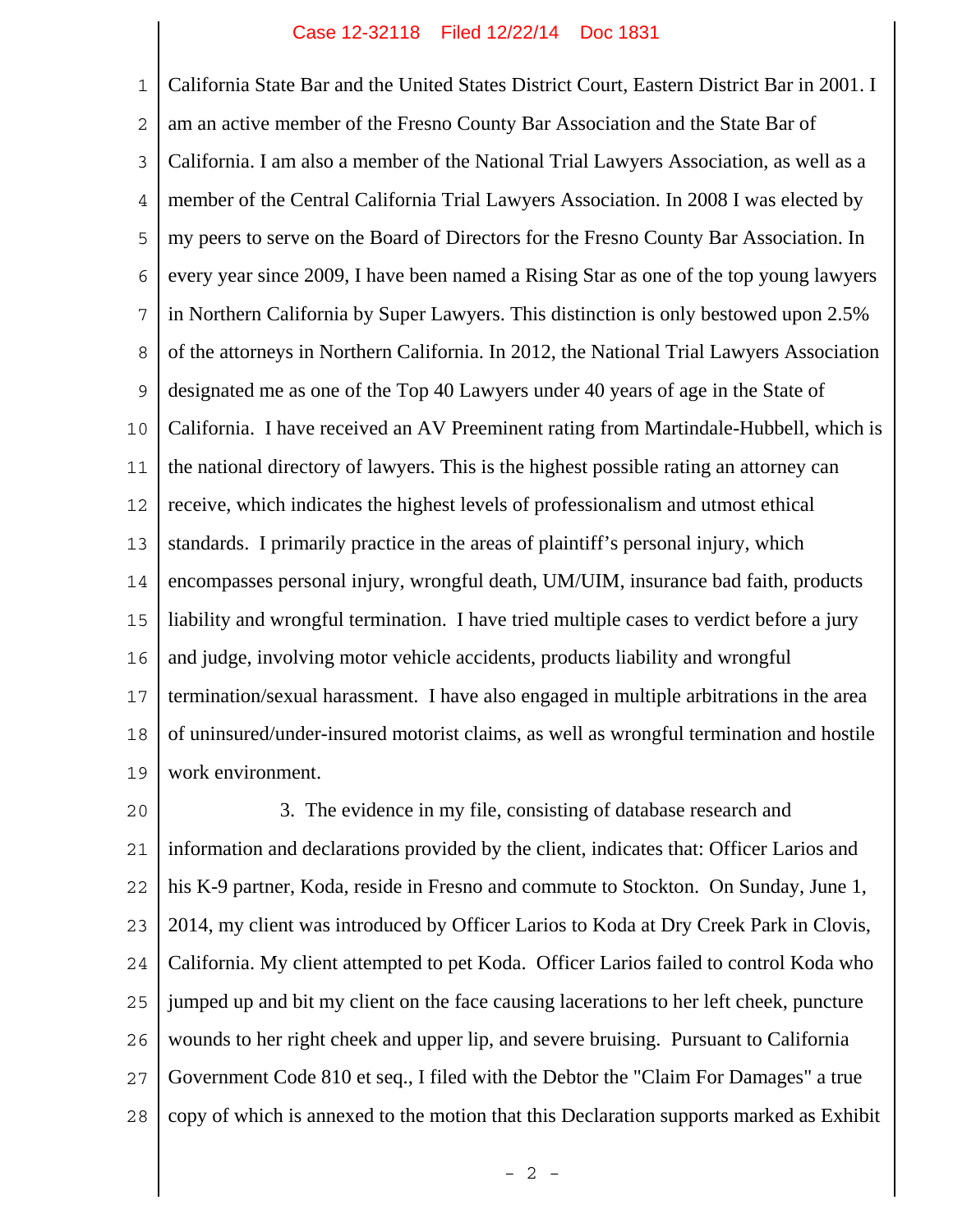California State Bar and the United States District Court, Eastern District Bar in 2001. I am an active member of the Fresno County Bar Association and the State Bar of California. I am also a member of the National Trial Lawyers Association, as well as a member of the Central California Trial Lawyers Association. In 2008 I was elected by my peers to serve on the Board of Directors for the Fresno County Bar Association. In every year since 2009, I have been named a Rising Star as one of the top young lawyers in Northern California by Super Lawyers. This distinction is only bestowed upon 2.5% of the attorneys in Northern California. In 2012, the National Trial Lawyers Association designated me as one of the Top 40 Lawyers under 40 years of age in the State of California. I have received an AV Preeminent rating from Martindale-Hubbell, which is the national directory of lawyers. This is the highest possible rating an attorney can receive, which indicates the highest levels of professionalism and utmost ethical standards. I primarily practice in the areas of plaintiff's personal injury, which encompasses personal injury, wrongful death, UM/UIM, insurance bad faith, products liability and wrongful termination. I have tried multiple cases to verdict before a jury and judge, involving motor vehicle accidents, products liability and wrongful termination/sexual harassment. I have also engaged in multiple arbitrations in the area of uninsured/under-insured motorist claims, as well as wrongful termination and hostile work environment.

3. The evidence in my file, consisting of database research and information and declarations provided by the client, indicates that: Officer Larios and his K-9 partner, Koda, reside in Fresno and commute to Stockton. On Sunday, June 1, 2014, my client was introduced by Officer Larios to Koda at Dry Creek Park in Clovis, California. My client attempted to pet Koda. Officer Larios failed to control Koda who jumped up and bit my client on the face causing lacerations to her left cheek, puncture wounds to her right cheek and upper lip, and severe bruising. Pursuant to California Government Code 810 et seq., I filed with the Debtor the "Claim For Damages" a true copy of which is annexed to the motion that this Declaration supports marked as Exhibit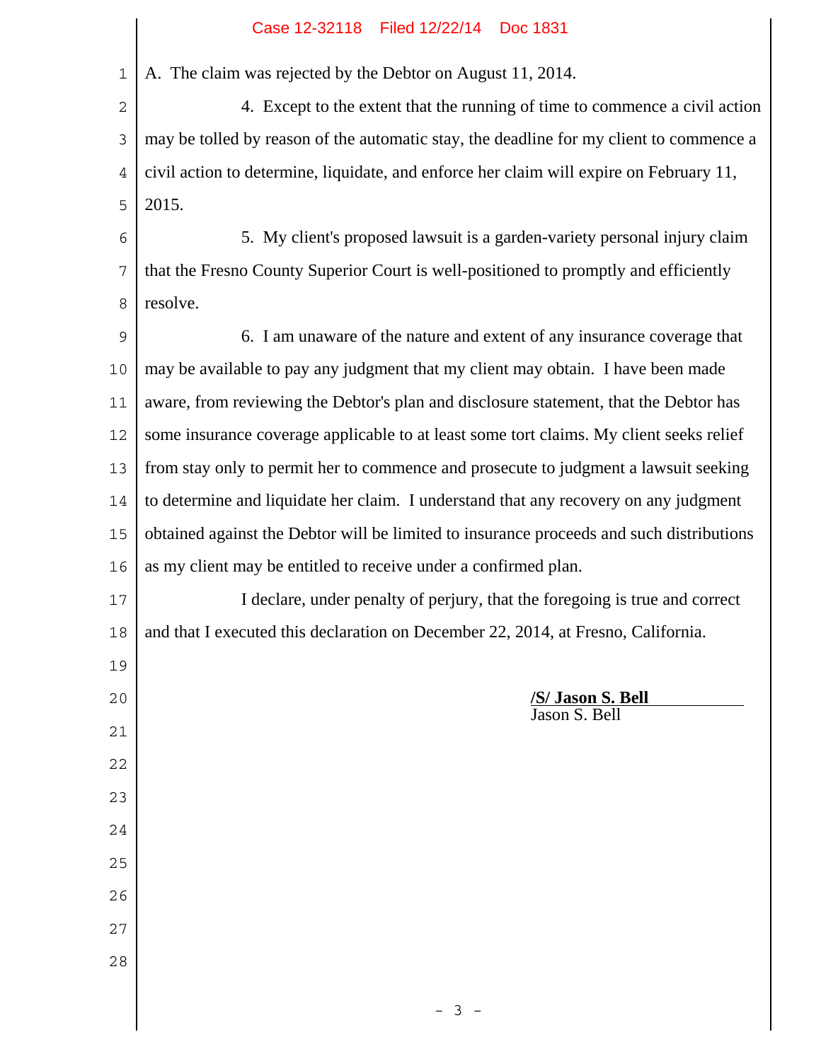A. The claim was rejected by the Debtor on August 11, 2014.

4. Except to the extent that the running of time to commence a civil action may be tolled by reason of the automatic stay, the deadline for my client to commence a civil action to determine, liquidate, and enforce her claim will expire on February 11, 2015.

5. My client's proposed lawsuit is a garden-variety personal injury claim that the Fresno County Superior Court is well-positioned to promptly and efficiently resolve.

6. I am unaware of the nature and extent of any insurance coverage that may be available to pay any judgment that my client may obtain. I have been made aware, from reviewing the Debtor's plan and disclosure statement, that the Debtor has some insurance coverage applicable to at least some tort claims. My client seeks relief from stay only to permit her to commence and prosecute to judgment a lawsuit seeking to determine and liquidate her claim. I understand that any recovery on any judgment obtained against the Debtor will be limited to insurance proceeds and such distributions as my client may be entitled to receive under a confirmed plan.

I declare, under penalty of perjury, that the foregoing is true and correct and that I executed this declaration on December 22, 2014, at Fresno, California.

**/S/ Jason S. Bell**
Jason S. Bell